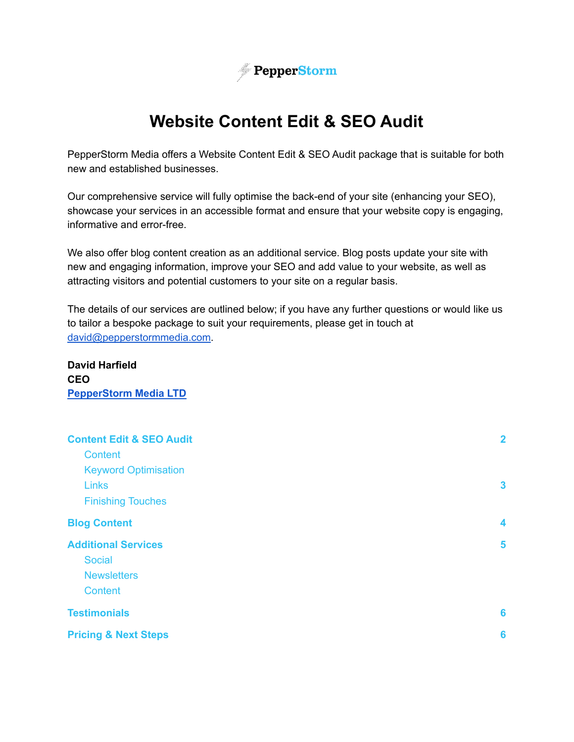PepperStorm

# Website Content Edit & SEO Audit

PepperStorm Media offers a Website Content Edit & SEO Audit package that is suitable for both new and established businesses.

Our comprehensive service will fully optimise the back-end of your site (enhancing your SEO), showcase your services in an accessible format and ensure that your website copy is engaging, informative and error-free.

We also offer blog content creation as an additional service. Blog posts update your site with new and engaging information, improve your SEO and add value to your website, as well as attracting visitors and potential customers to your site on a regular basis.

The details of our services are outlined below; if you have any further questions or would like us to tailor a bespoke package to suit your requirements, please get in touch at david@pepperstormmedia.com.

**David Harfield**
**CEO**
**PepperStorm Media LTD**

- **Content Edit & SEO Audit** — 2
  - Content
  - Keyword Optimisation
  - Links — 3
  - Finishing Touches
- **Blog Content** — 4
- **Additional Services** — 5
  - Social
  - Newsletters
  - Content
- **Testimonials** — 6
- **Pricing & Next Steps** — 6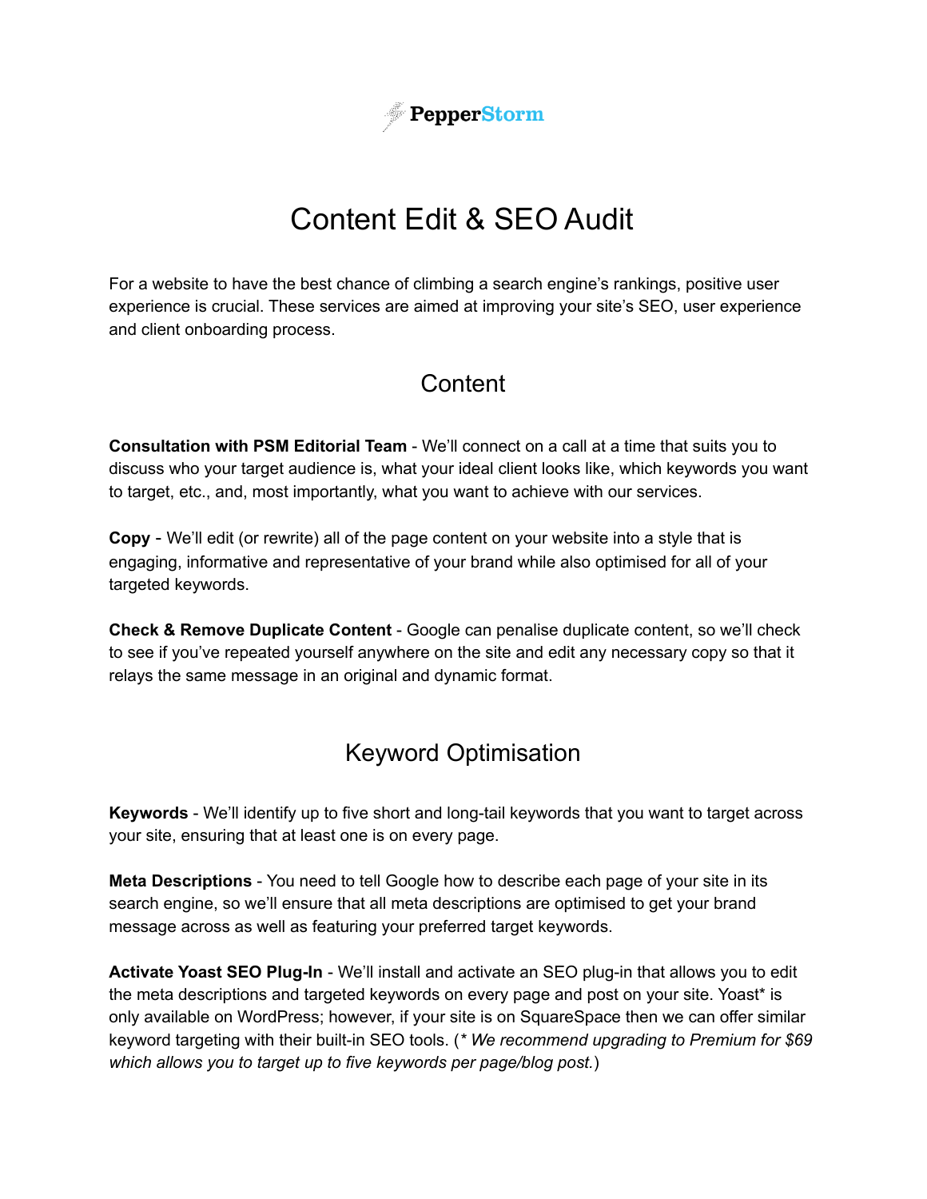PepperStorm

# Content Edit & SEO Audit

For a website to have the best chance of climbing a search engine's rankings, positive user experience is crucial. These services are aimed at improving your site's SEO, user experience and client onboarding process.

## Content

**Consultation with PSM Editorial Team** - We'll connect on a call at a time that suits you to discuss who your target audience is, what your ideal client looks like, which keywords you want to target, etc., and, most importantly, what you want to achieve with our services.

**Copy** - We'll edit (or rewrite) all of the page content on your website into a style that is engaging, informative and representative of your brand while also optimised for all of your targeted keywords.

**Check & Remove Duplicate Content** - Google can penalise duplicate content, so we'll check to see if you've repeated yourself anywhere on the site and edit any necessary copy so that it relays the same message in an original and dynamic format.

## Keyword Optimisation

**Keywords** - We'll identify up to five short and long-tail keywords that you want to target across your site, ensuring that at least one is on every page.

**Meta Descriptions** - You need to tell Google how to describe each page of your site in its search engine, so we'll ensure that all meta descriptions are optimised to get your brand message across as well as featuring your preferred target keywords.

**Activate Yoast SEO Plug-In** - We'll install and activate an SEO plug-in that allows you to edit the meta descriptions and targeted keywords on every page and post on your site. Yoast* is only available on WordPress; however, if your site is on SquareSpace then we can offer similar keyword targeting with their built-in SEO tools. (*\* We recommend upgrading to Premium for $69 which allows you to target up to five keywords per page/blog post.*)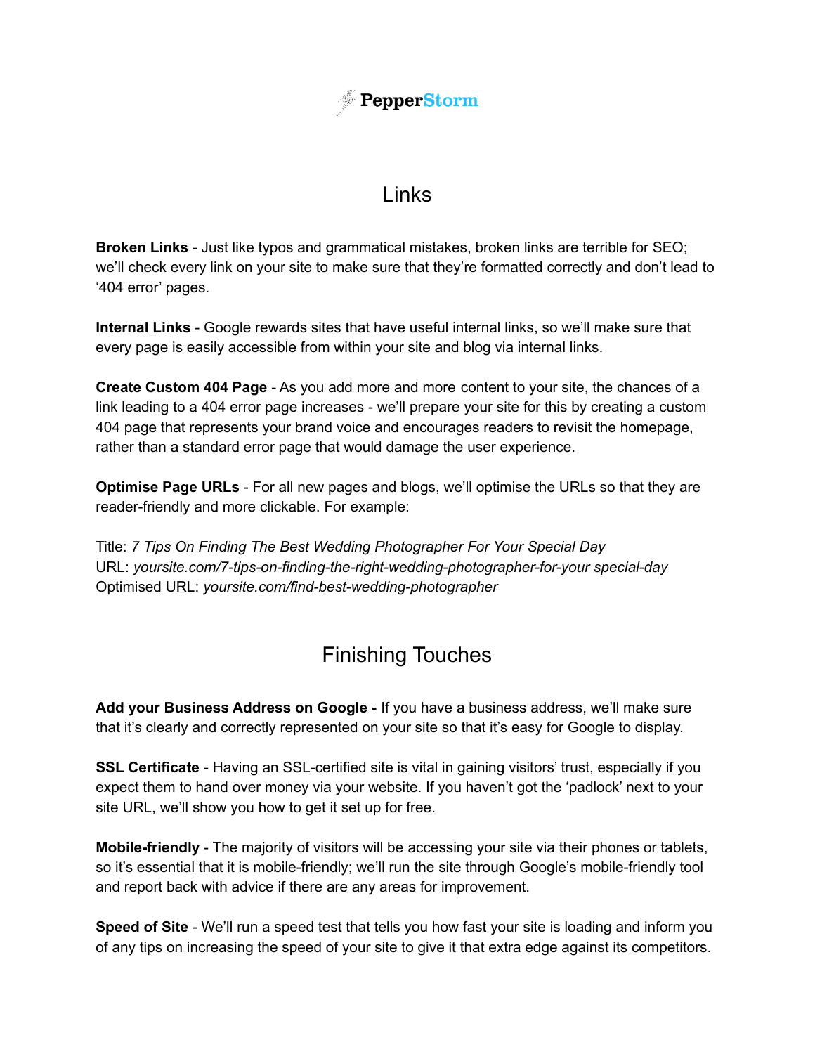## Links

**Broken Links** - Just like typos and grammatical mistakes, broken links are terrible for SEO; we'll check every link on your site to make sure that they're formatted correctly and don't lead to '404 error' pages.

**Internal Links** - Google rewards sites that have useful internal links, so we'll make sure that every page is easily accessible from within your site and blog via internal links.

**Create Custom 404 Page** - As you add more and more content to your site, the chances of a link leading to a 404 error page increases - we'll prepare your site for this by creating a custom 404 page that represents your brand voice and encourages readers to revisit the homepage, rather than a standard error page that would damage the user experience.

**Optimise Page URLs** - For all new pages and blogs, we'll optimise the URLs so that they are reader-friendly and more clickable. For example:

Title: *7 Tips On Finding The Best Wedding Photographer For Your Special Day*
URL: *yoursite.com/7-tips-on-finding-the-right-wedding-photographer-for-your special-day*
Optimised URL: *yoursite.com/find-best-wedding-photographer*

## Finishing Touches

**Add your Business Address on Google -** If you have a business address, we'll make sure that it's clearly and correctly represented on your site so that it's easy for Google to display.

**SSL Certificate** - Having an SSL-certified site is vital in gaining visitors' trust, especially if you expect them to hand over money via your website. If you haven't got the 'padlock' next to your site URL, we'll show you how to get it set up for free.

**Mobile-friendly** - The majority of visitors will be accessing your site via their phones or tablets, so it's essential that it is mobile-friendly; we'll run the site through Google's mobile-friendly tool and report back with advice if there are any areas for improvement.

**Speed of Site** - We'll run a speed test that tells you how fast your site is loading and inform you of any tips on increasing the speed of your site to give it that extra edge against its competitors.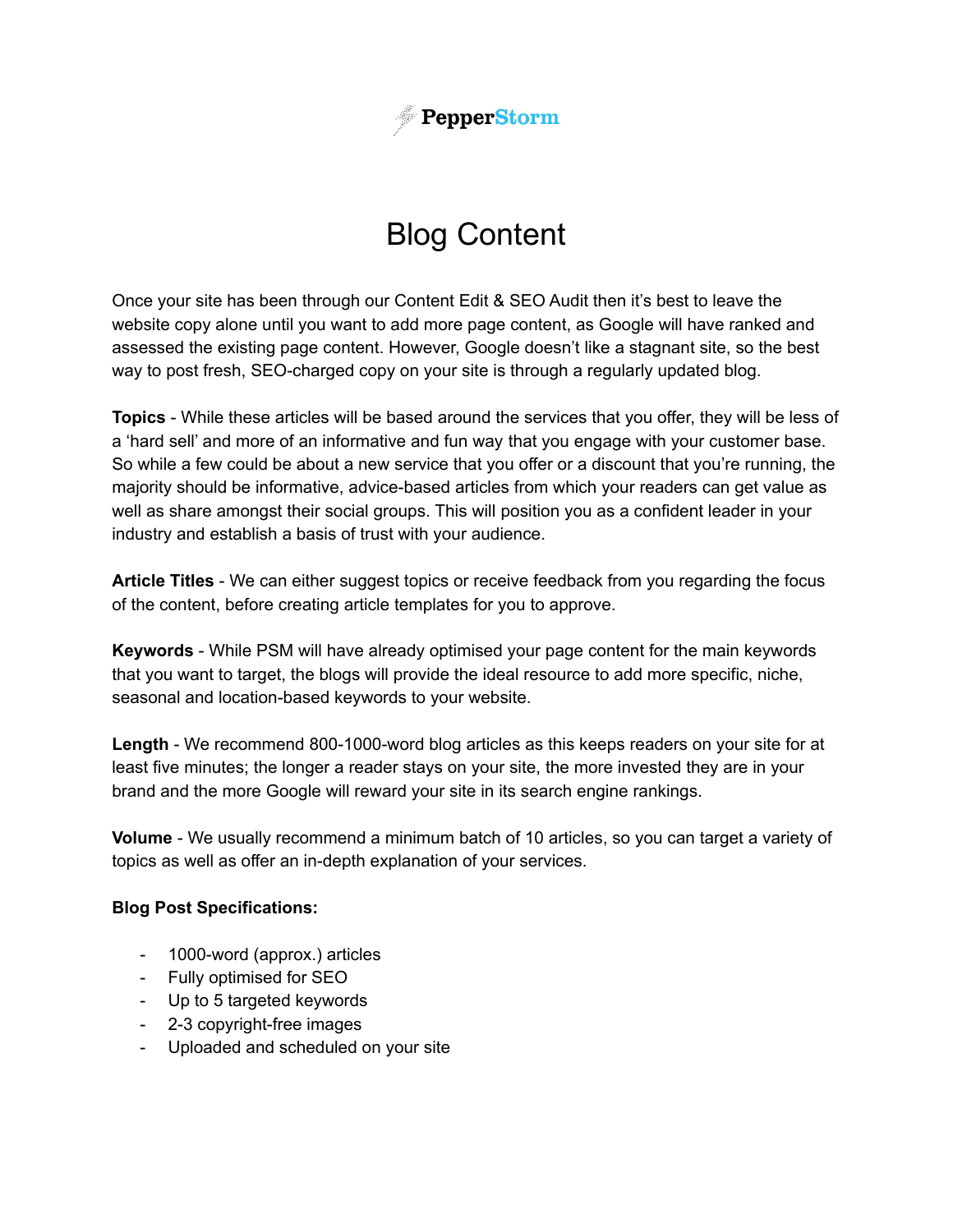PepperStorm

# Blog Content

Once your site has been through our Content Edit & SEO Audit then it's best to leave the website copy alone until you want to add more page content, as Google will have ranked and assessed the existing page content. However, Google doesn't like a stagnant site, so the best way to post fresh, SEO-charged copy on your site is through a regularly updated blog.

**Topics** - While these articles will be based around the services that you offer, they will be less of a 'hard sell' and more of an informative and fun way that you engage with your customer base. So while a few could be about a new service that you offer or a discount that you're running, the majority should be informative, advice-based articles from which your readers can get value as well as share amongst their social groups. This will position you as a confident leader in your industry and establish a basis of trust with your audience.

**Article Titles** - We can either suggest topics or receive feedback from you regarding the focus of the content, before creating article templates for you to approve.

**Keywords** - While PSM will have already optimised your page content for the main keywords that you want to target, the blogs will provide the ideal resource to add more specific, niche, seasonal and location-based keywords to your website.

**Length** - We recommend 800-1000-word blog articles as this keeps readers on your site for at least five minutes; the longer a reader stays on your site, the more invested they are in your brand and the more Google will reward your site in its search engine rankings.

**Volume** - We usually recommend a minimum batch of 10 articles, so you can target a variety of topics as well as offer an in-depth explanation of your services.

**Blog Post Specifications:**

- 1000-word (approx.) articles
- Fully optimised for SEO
- Up to 5 targeted keywords
- 2-3 copyright-free images
- Uploaded and scheduled on your site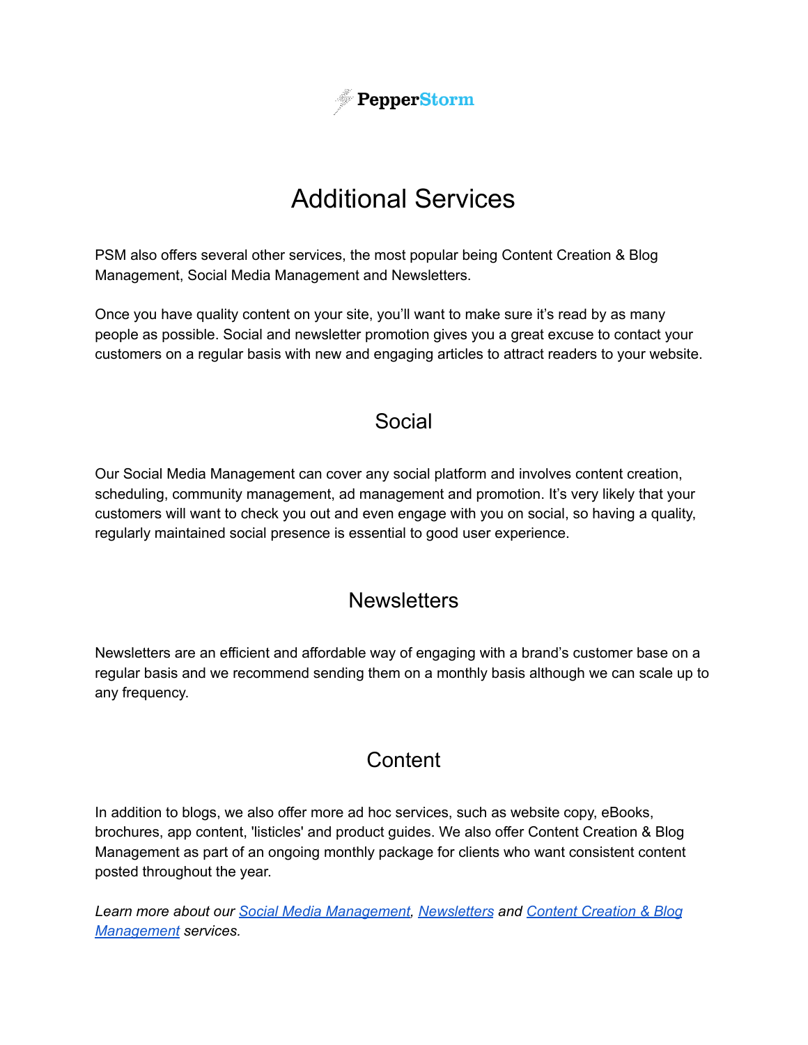# Additional Services

PSM also offers several other services, the most popular being Content Creation & Blog Management, Social Media Management and Newsletters.

Once you have quality content on your site, you'll want to make sure it's read by as many people as possible. Social and newsletter promotion gives you a great excuse to contact your customers on a regular basis with new and engaging articles to attract readers to your website.

## Social

Our Social Media Management can cover any social platform and involves content creation, scheduling, community management, ad management and promotion. It's very likely that your customers will want to check you out and even engage with you on social, so having a quality, regularly maintained social presence is essential to good user experience.

## Newsletters

Newsletters are an efficient and affordable way of engaging with a brand's customer base on a regular basis and we recommend sending them on a monthly basis although we can scale up to any frequency.

## Content

In addition to blogs, we also offer more ad hoc services, such as website copy, eBooks, brochures, app content, 'listicles' and product guides. We also offer Content Creation & Blog Management as part of an ongoing monthly package for clients who want consistent content posted throughout the year.

*Learn more about our Social Media Management, Newsletters and Content Creation & Blog Management services.*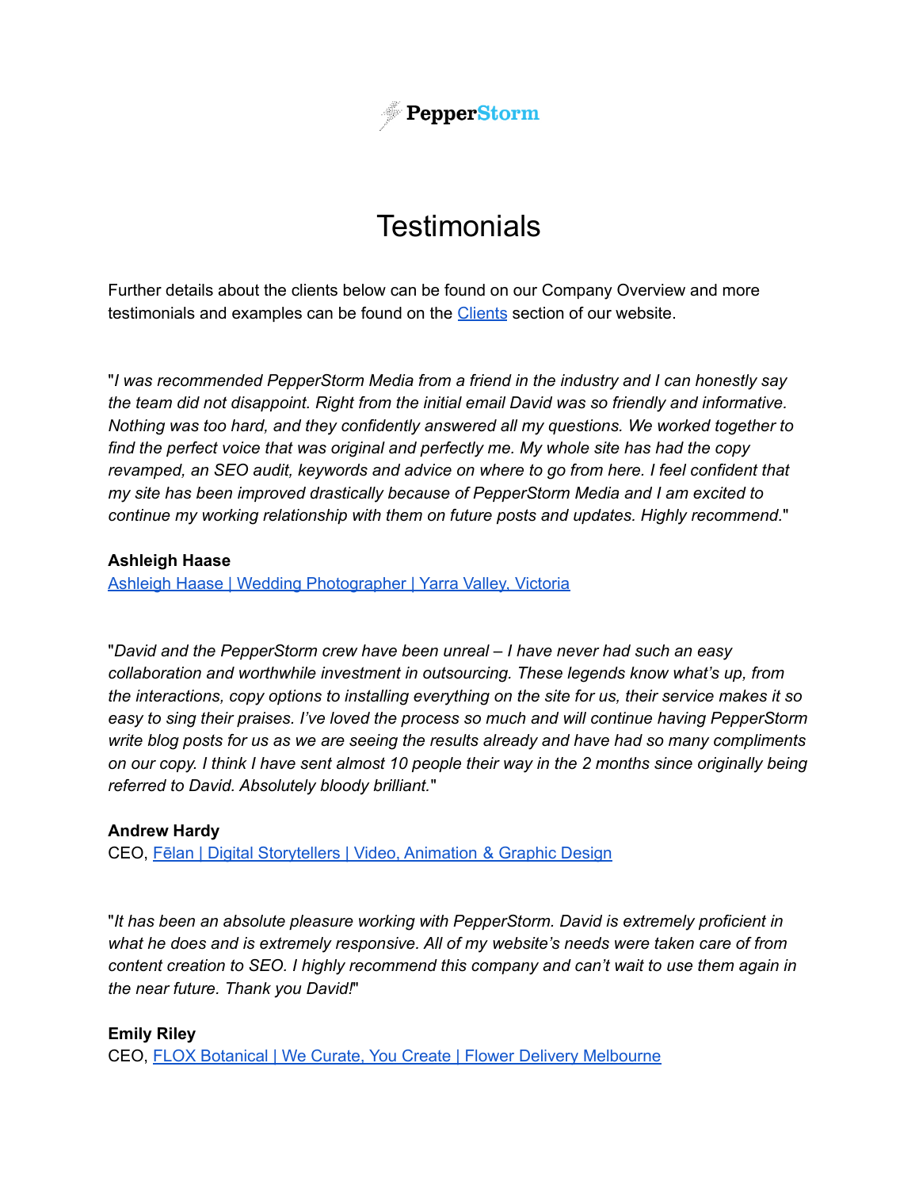PepperStorm

# Testimonials

Further details about the clients below can be found on our Company Overview and more testimonials and examples can be found on the [Clients] section of our website.

"*I was recommended PepperStorm Media from a friend in the industry and I can honestly say the team did not disappoint. Right from the initial email David was so friendly and informative. Nothing was too hard, and they confidently answered all my questions. We worked together to find the perfect voice that was original and perfectly me. My whole site has had the copy revamped, an SEO audit, keywords and advice on where to go from here. I feel confident that my site has been improved drastically because of PepperStorm Media and I am excited to continue my working relationship with them on future posts and updates. Highly recommend.*"

**Ashleigh Haase**
Ashleigh Haase | Wedding Photographer | Yarra Valley, Victoria

"*David and the PepperStorm crew have been unreal – I have never had such an easy collaboration and worthwhile investment in outsourcing. These legends know what's up, from the interactions, copy options to installing everything on the site for us, their service makes it so easy to sing their praises. I've loved the process so much and will continue having PepperStorm write blog posts for us as we are seeing the results already and have had so many compliments on our copy. I think I have sent almost 10 people their way in the 2 months since originally being referred to David. Absolutely bloody brilliant.*"

**Andrew Hardy**
CEO, Fēlan | Digital Storytellers | Video, Animation & Graphic Design

"*It has been an absolute pleasure working with PepperStorm. David is extremely proficient in what he does and is extremely responsive. All of my website's needs were taken care of from content creation to SEO. I highly recommend this company and can't wait to use them again in the near future. Thank you David!*"

**Emily Riley**
CEO, FLOX Botanical | We Curate, You Create | Flower Delivery Melbourne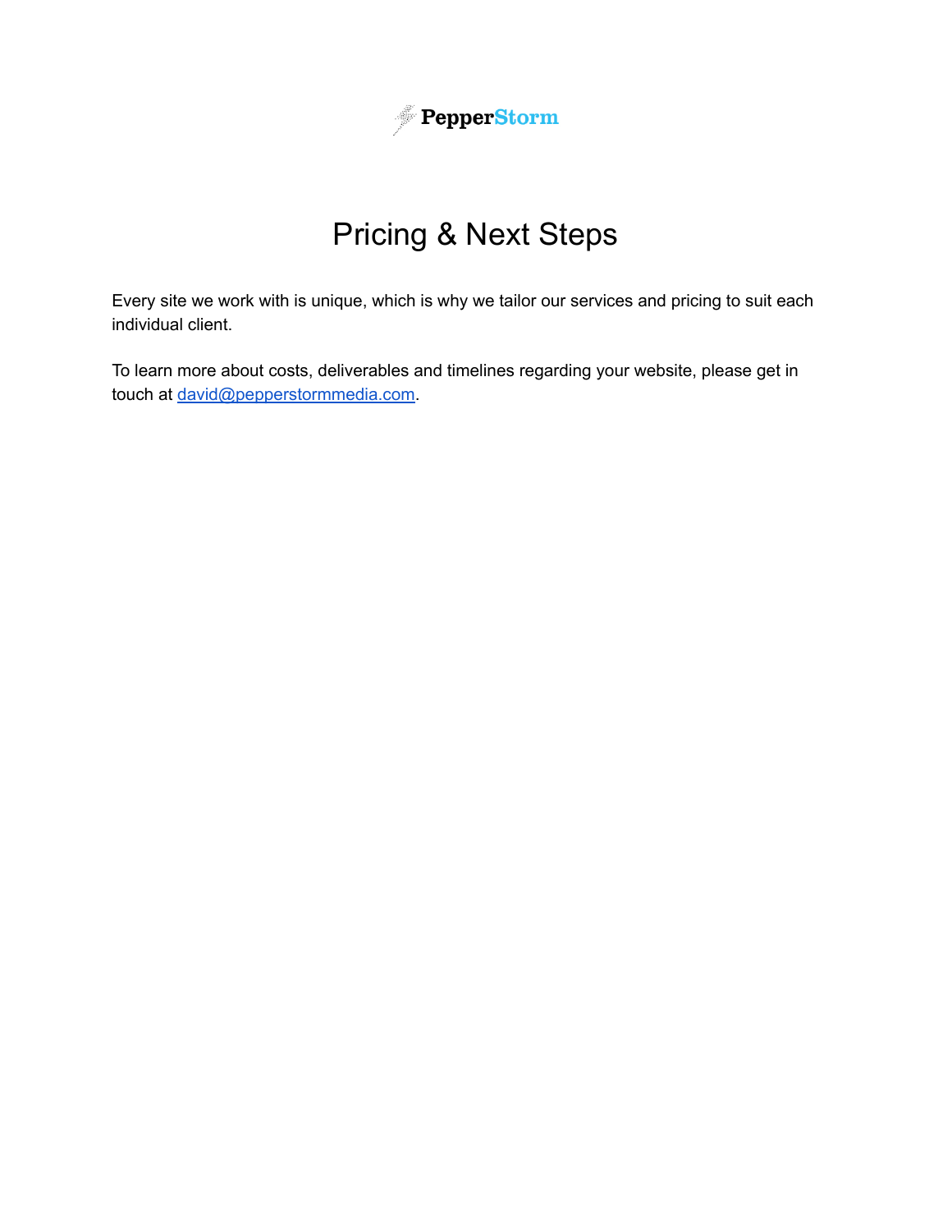PepperStorm

# Pricing & Next Steps

Every site we work with is unique, which is why we tailor our services and pricing to suit each individual client.

To learn more about costs, deliverables and timelines regarding your website, please get in touch at [david@pepperstormmedia.com](mailto:david@pepperstormmedia.com).